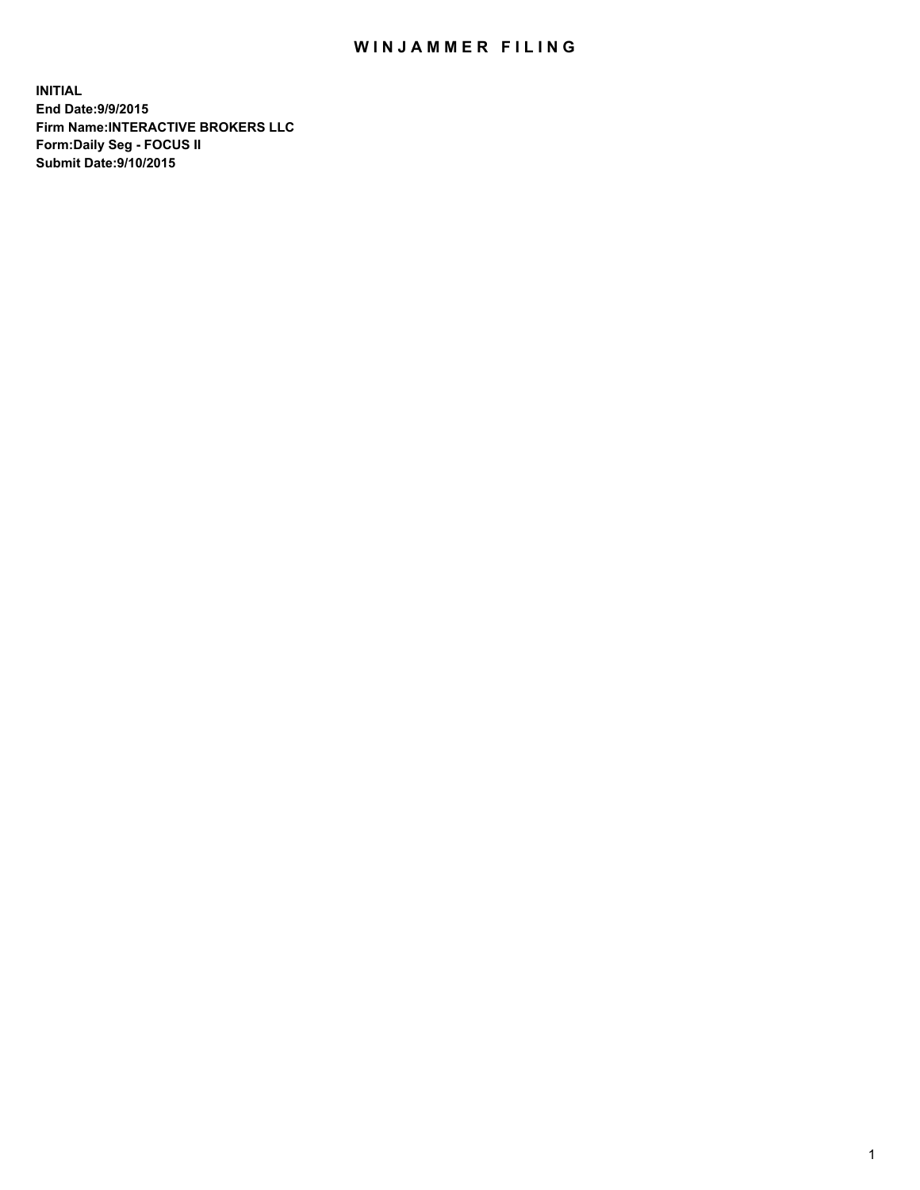# WINJAMMER FILING

**INITIAL**
**End Date:9/9/2015**
**Firm Name:INTERACTIVE BROKERS LLC**
**Form:Daily Seg - FOCUS II**
**Submit Date:9/10/2015**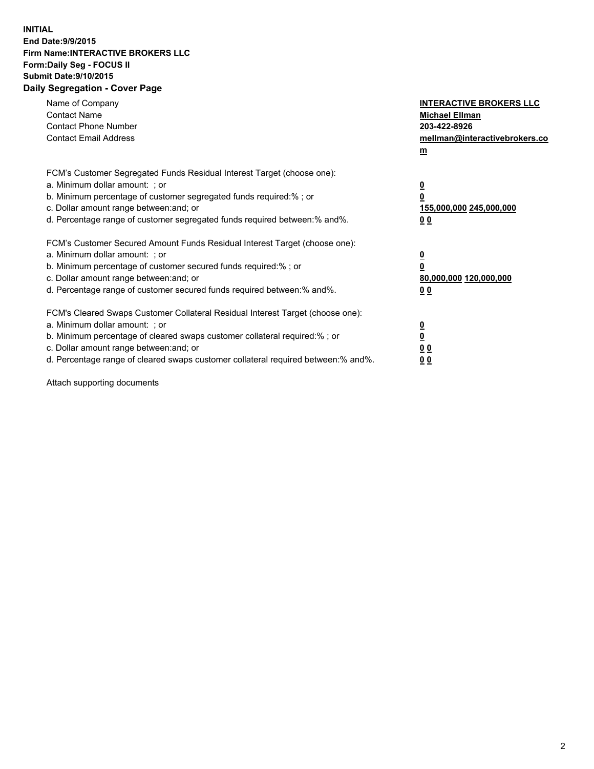**INITIAL**
**End Date:9/9/2015**
**Firm Name:INTERACTIVE BROKERS LLC**
**Form:Daily Seg - FOCUS II**
**Submit Date:9/10/2015**
**Daily Segregation - Cover Page**

| | |
|---|---|
| Name of Company | **INTERACTIVE BROKERS LLC** |
| Contact Name | **Michael Ellman** |
| Contact Phone Number | **203-422-8926** |
| Contact Email Address | **mellman@interactivebrokers.com** |

FCM's Customer Segregated Funds Residual Interest Target (choose one):

| | |
|---|---|
| a. Minimum dollar amount: ; or | **0** |
| b. Minimum percentage of customer segregated funds required:% ; or | **0** |
| c. Dollar amount range between:and; or | **155,000,000 245,000,000** |
| d. Percentage range of customer segregated funds required between:% and%. | **0 0** |

FCM's Customer Secured Amount Funds Residual Interest Target (choose one):

| | |
|---|---|
| a. Minimum dollar amount: ; or | **0** |
| b. Minimum percentage of customer secured funds required:% ; or | **0** |
| c. Dollar amount range between:and; or | **80,000,000 120,000,000** |
| d. Percentage range of customer secured funds required between:% and%. | **0 0** |

FCM's Cleared Swaps Customer Collateral Residual Interest Target (choose one):

| | |
|---|---|
| a. Minimum dollar amount: ; or | **0** |
| b. Minimum percentage of cleared swaps customer collateral required:% ; or | **0** |
| c. Dollar amount range between:and; or | **0 0** |
| d. Percentage range of cleared swaps customer collateral required between:% and%. | **0 0** |

Attach supporting documents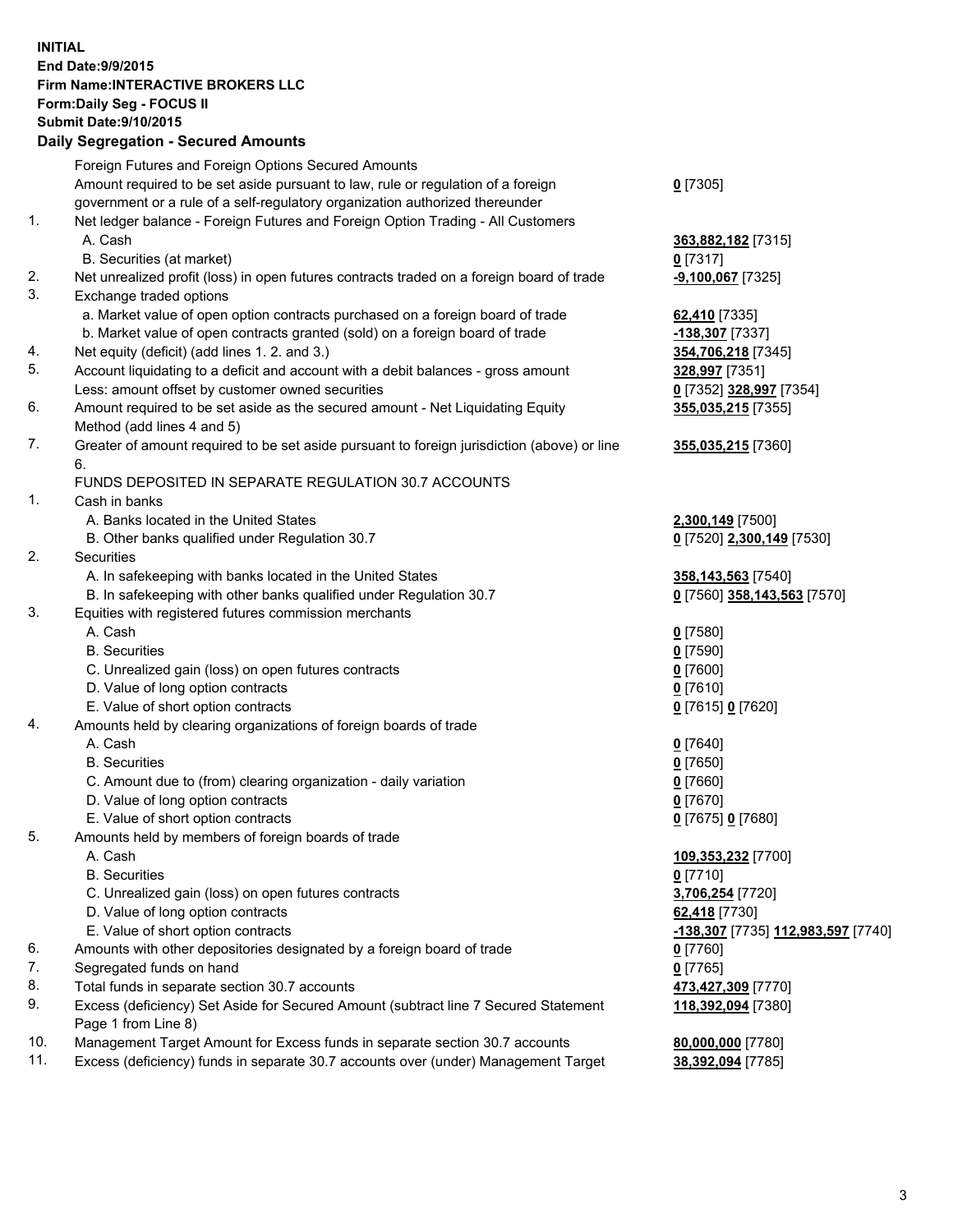**INITIAL**
**End Date:9/9/2015**
**Firm Name:INTERACTIVE BROKERS LLC**
**Form:Daily Seg - FOCUS II**
**Submit Date:9/10/2015**

## Daily Segregation - Secured Amounts

| | | |
|---|---|---|
| | Foreign Futures and Foreign Options Secured Amounts | |
| | Amount required to be set aside pursuant to law, rule or regulation of a foreign government or a rule of a self-regulatory organization authorized thereunder | **0** [7305] |
| 1. | Net ledger balance - Foreign Futures and Foreign Option Trading - All Customers | |
| | A. Cash | **363,882,182** [7315] |
| | B. Securities (at market) | **0** [7317] |
| 2. | Net unrealized profit (loss) in open futures contracts traded on a foreign board of trade | **-9,100,067** [7325] |
| 3. | Exchange traded options | |
| | a. Market value of open option contracts purchased on a foreign board of trade | **62,410** [7335] |
| | b. Market value of open contracts granted (sold) on a foreign board of trade | **-138,307** [7337] |
| 4. | Net equity (deficit) (add lines 1. 2. and 3.) | **354,706,218** [7345] |
| 5. | Account liquidating to a deficit and account with a debit balances - gross amount | **328,997** [7351] |
| | Less: amount offset by customer owned securities | **0** [7352] **328,997** [7354] |
| 6. | Amount required to be set aside as the secured amount - Net Liquidating Equity Method (add lines 4 and 5) | **355,035,215** [7355] |
| 7. | Greater of amount required to be set aside pursuant to foreign jurisdiction (above) or line 6. | **355,035,215** [7360] |
| | FUNDS DEPOSITED IN SEPARATE REGULATION 30.7 ACCOUNTS | |
| 1. | Cash in banks | |
| | A. Banks located in the United States | **2,300,149** [7500] |
| | B. Other banks qualified under Regulation 30.7 | **0** [7520] **2,300,149** [7530] |
| 2. | Securities | |
| | A. In safekeeping with banks located in the United States | **358,143,563** [7540] |
| | B. In safekeeping with other banks qualified under Regulation 30.7 | **0** [7560] **358,143,563** [7570] |
| 3. | Equities with registered futures commission merchants | |
| | A. Cash | **0** [7580] |
| | B. Securities | **0** [7590] |
| | C. Unrealized gain (loss) on open futures contracts | **0** [7600] |
| | D. Value of long option contracts | **0** [7610] |
| | E. Value of short option contracts | **0** [7615] **0** [7620] |
| 4. | Amounts held by clearing organizations of foreign boards of trade | |
| | A. Cash | **0** [7640] |
| | B. Securities | **0** [7650] |
| | C. Amount due to (from) clearing organization - daily variation | **0** [7660] |
| | D. Value of long option contracts | **0** [7670] |
| | E. Value of short option contracts | **0** [7675] **0** [7680] |
| 5. | Amounts held by members of foreign boards of trade | |
| | A. Cash | **109,353,232** [7700] |
| | B. Securities | **0** [7710] |
| | C. Unrealized gain (loss) on open futures contracts | **3,706,254** [7720] |
| | D. Value of long option contracts | **62,418** [7730] |
| | E. Value of short option contracts | **-138,307** [7735] **112,983,597** [7740] |
| 6. | Amounts with other depositories designated by a foreign board of trade | **0** [7760] |
| 7. | Segregated funds on hand | **0** [7765] |
| 8. | Total funds in separate section 30.7 accounts | **473,427,309** [7770] |
| 9. | Excess (deficiency) Set Aside for Secured Amount (subtract line 7 Secured Statement Page 1 from Line 8) | **118,392,094** [7380] |
| 10. | Management Target Amount for Excess funds in separate section 30.7 accounts | **80,000,000** [7780] |
| 11. | Excess (deficiency) funds in separate 30.7 accounts over (under) Management Target | **38,392,094** [7785] |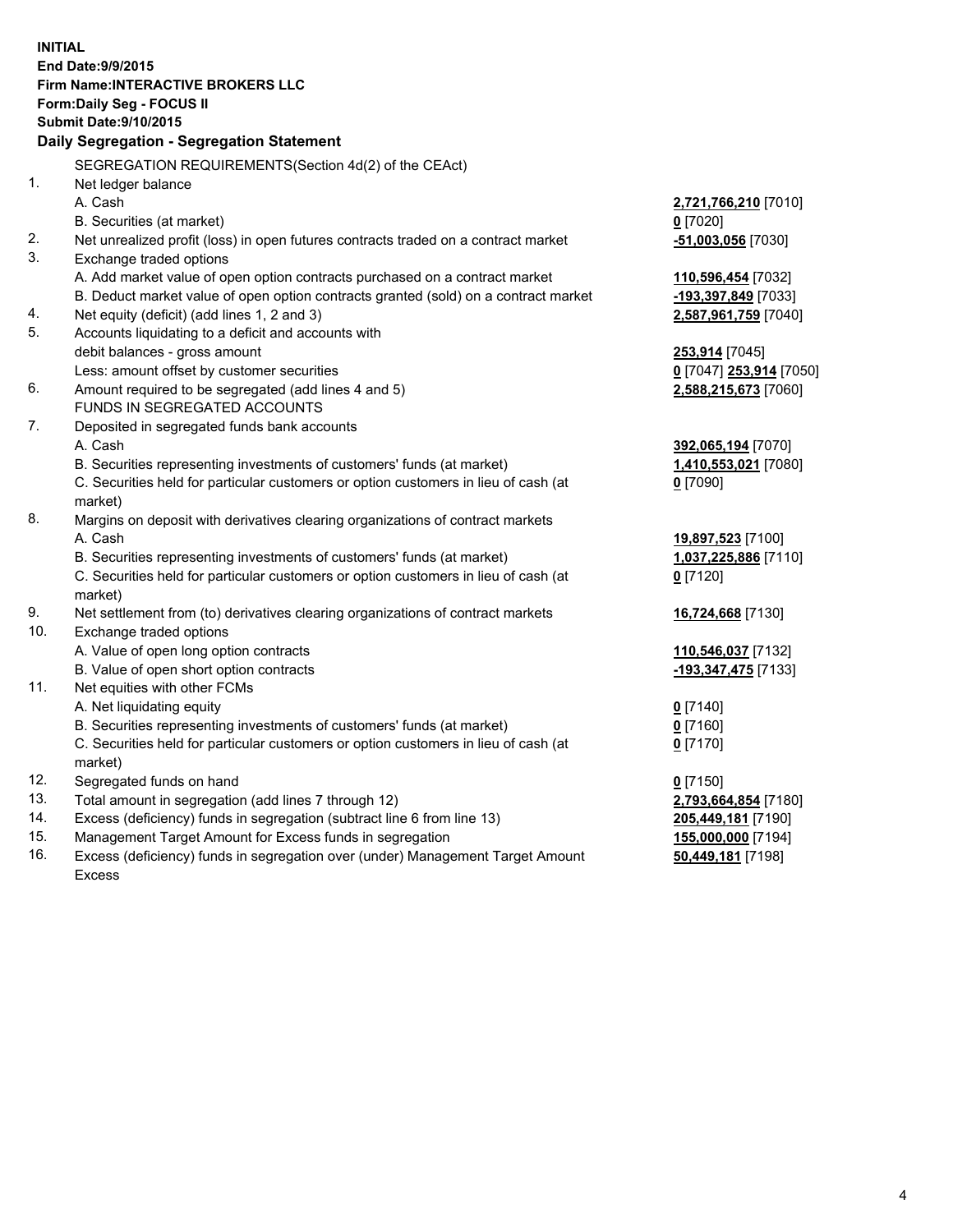**INITIAL**
**End Date:9/9/2015**
**Firm Name:INTERACTIVE BROKERS LLC**
**Form:Daily Seg - FOCUS II**
**Submit Date:9/10/2015**

## Daily Segregation - Segregation Statement

SEGREGATION REQUIREMENTS(Section 4d(2) of the CEAct)

| | | |
|---|---|---|
| 1. | Net ledger balance | |
| | A. Cash | **2,721,766,210** [7010] |
| | B. Securities (at market) | **0** [7020] |
| 2. | Net unrealized profit (loss) in open futures contracts traded on a contract market | **-51,003,056** [7030] |
| 3. | Exchange traded options | |
| | A. Add market value of open option contracts purchased on a contract market | **110,596,454** [7032] |
| | B. Deduct market value of open option contracts granted (sold) on a contract market | **-193,397,849** [7033] |
| 4. | Net equity (deficit) (add lines 1, 2 and 3) | **2,587,961,759** [7040] |
| 5. | Accounts liquidating to a deficit and accounts with debit balances - gross amount | **253,914** [7045] |
| | Less: amount offset by customer securities | **0** [7047] **253,914** [7050] |
| 6. | Amount required to be segregated (add lines 4 and 5) | **2,588,215,673** [7060] |
| | FUNDS IN SEGREGATED ACCOUNTS | |
| 7. | Deposited in segregated funds bank accounts | |
| | A. Cash | **392,065,194** [7070] |
| | B. Securities representing investments of customers' funds (at market) | **1,410,553,021** [7080] |
| | C. Securities held for particular customers or option customers in lieu of cash (at market) | **0** [7090] |
| 8. | Margins on deposit with derivatives clearing organizations of contract markets | |
| | A. Cash | **19,897,523** [7100] |
| | B. Securities representing investments of customers' funds (at market) | **1,037,225,886** [7110] |
| | C. Securities held for particular customers or option customers in lieu of cash (at market) | **0** [7120] |
| 9. | Net settlement from (to) derivatives clearing organizations of contract markets | **16,724,668** [7130] |
| 10. | Exchange traded options | |
| | A. Value of open long option contracts | **110,546,037** [7132] |
| | B. Value of open short option contracts | **-193,347,475** [7133] |
| 11. | Net equities with other FCMs | |
| | A. Net liquidating equity | **0** [7140] |
| | B. Securities representing investments of customers' funds (at market) | **0** [7160] |
| | C. Securities held for particular customers or option customers in lieu of cash (at market) | **0** [7170] |
| 12. | Segregated funds on hand | **0** [7150] |
| 13. | Total amount in segregation (add lines 7 through 12) | **2,793,664,854** [7180] |
| 14. | Excess (deficiency) funds in segregation (subtract line 6 from line 13) | **205,449,181** [7190] |
| 15. | Management Target Amount for Excess funds in segregation | **155,000,000** [7194] |
| 16. | Excess (deficiency) funds in segregation over (under) Management Target Amount Excess | **50,449,181** [7198] |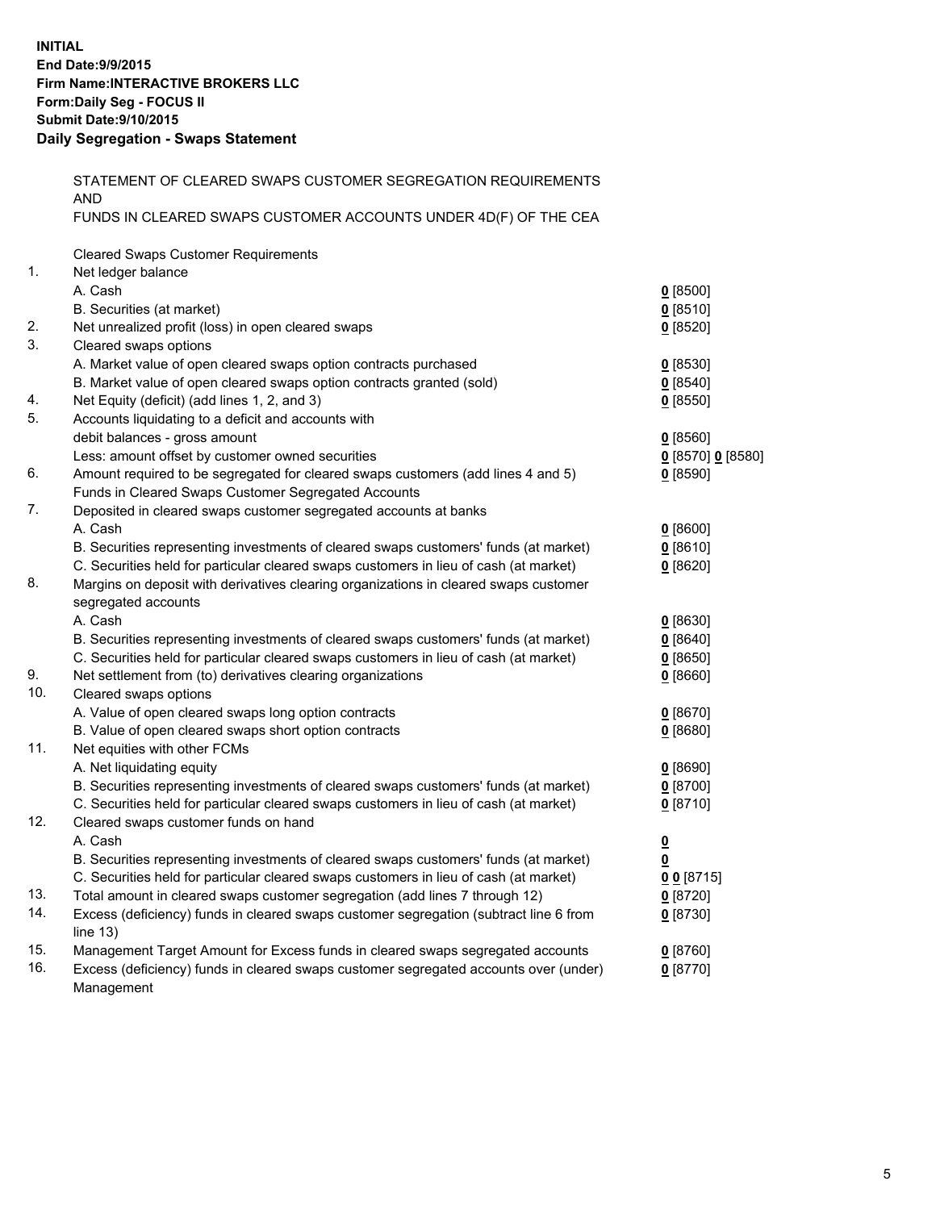**INITIAL**
**End Date:9/9/2015**
**Firm Name:INTERACTIVE BROKERS LLC**
**Form:Daily Seg - FOCUS II**
**Submit Date:9/10/2015**
**Daily Segregation - Swaps Statement**

STATEMENT OF CLEARED SWAPS CUSTOMER SEGREGATION REQUIREMENTS AND FUNDS IN CLEARED SWAPS CUSTOMER ACCOUNTS UNDER 4D(F) OF THE CEA

| | | |
|---|---|---|
| | Cleared Swaps Customer Requirements | |
| 1. | Net ledger balance | |
| | A. Cash | 0 [8500] |
| | B. Securities (at market) | 0 [8510] |
| 2. | Net unrealized profit (loss) in open cleared swaps | 0 [8520] |
| 3. | Cleared swaps options | |
| | A. Market value of open cleared swaps option contracts purchased | 0 [8530] |
| | B. Market value of open cleared swaps option contracts granted (sold) | 0 [8540] |
| 4. | Net Equity (deficit) (add lines 1, 2, and 3) | 0 [8550] |
| 5. | Accounts liquidating to a deficit and accounts with debit balances - gross amount | 0 [8560] |
| | Less: amount offset by customer owned securities | 0 [8570] 0 [8580] |
| 6. | Amount required to be segregated for cleared swaps customers (add lines 4 and 5) | 0 [8590] |
| | Funds in Cleared Swaps Customer Segregated Accounts | |
| 7. | Deposited in cleared swaps customer segregated accounts at banks | |
| | A. Cash | 0 [8600] |
| | B. Securities representing investments of cleared swaps customers' funds (at market) | 0 [8610] |
| | C. Securities held for particular cleared swaps customers in lieu of cash (at market) | 0 [8620] |
| 8. | Margins on deposit with derivatives clearing organizations in cleared swaps customer segregated accounts | |
| | A. Cash | 0 [8630] |
| | B. Securities representing investments of cleared swaps customers' funds (at market) | 0 [8640] |
| | C. Securities held for particular cleared swaps customers in lieu of cash (at market) | 0 [8650] |
| 9. | Net settlement from (to) derivatives clearing organizations | 0 [8660] |
| 10. | Cleared swaps options | |
| | A. Value of open cleared swaps long option contracts | 0 [8670] |
| | B. Value of open cleared swaps short option contracts | 0 [8680] |
| 11. | Net equities with other FCMs | |
| | A. Net liquidating equity | 0 [8690] |
| | B. Securities representing investments of cleared swaps customers' funds (at market) | 0 [8700] |
| | C. Securities held for particular cleared swaps customers in lieu of cash (at market) | 0 [8710] |
| 12. | Cleared swaps customer funds on hand | |
| | A. Cash | 0 |
| | B. Securities representing investments of cleared swaps customers' funds (at market) | 0 |
| | C. Securities held for particular cleared swaps customers in lieu of cash (at market) | 0 0 [8715] |
| 13. | Total amount in cleared swaps customer segregation (add lines 7 through 12) | 0 [8720] |
| 14. | Excess (deficiency) funds in cleared swaps customer segregation (subtract line 6 from line 13) | 0 [8730] |
| 15. | Management Target Amount for Excess funds in cleared swaps segregated accounts | 0 [8760] |
| 16. | Excess (deficiency) funds in cleared swaps customer segregated accounts over (under) Management | 0 [8770] |